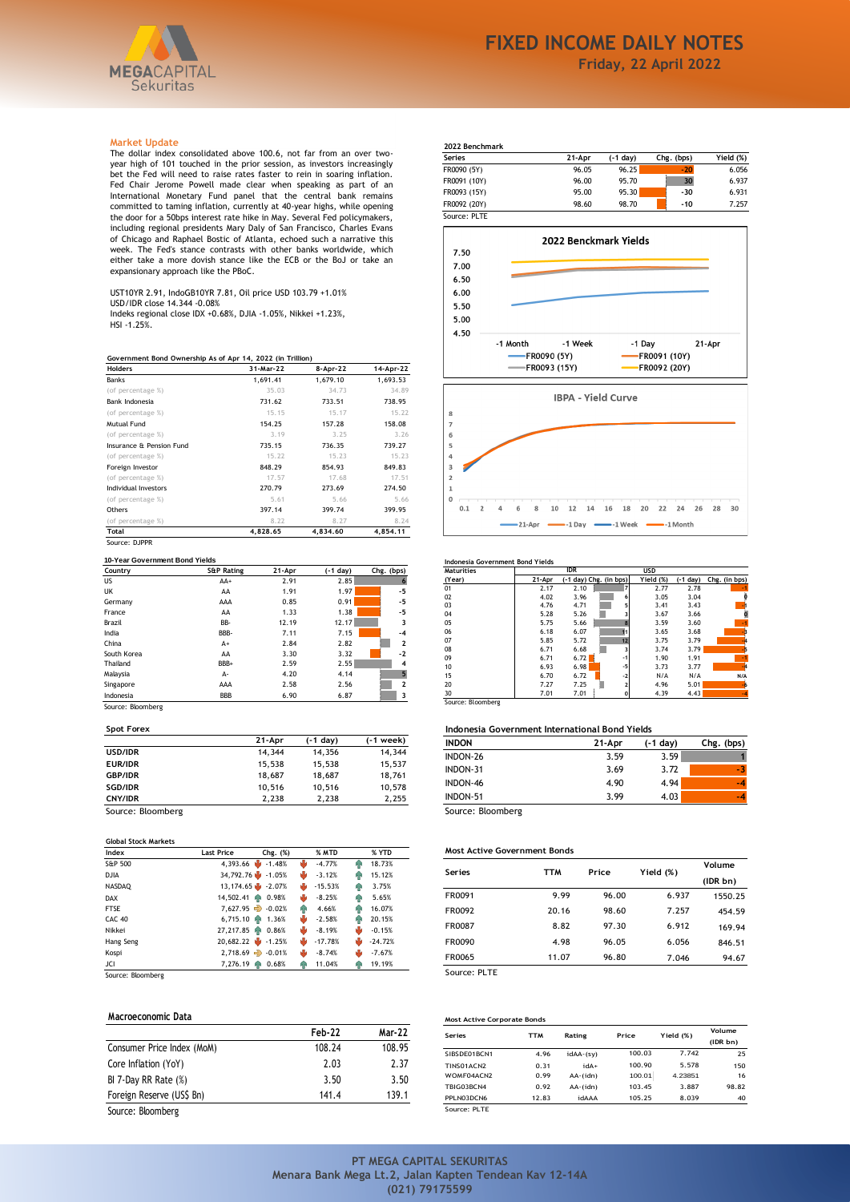# FIXED INCOME DAILY NOTES

**Friday, 22 April 2022**

## Market Update

The dollar index consolidated above 100.6, not far from an over two-year high of 101 touched in the prior session, as investors increasingly bet the Fed will need to raise rates faster to rein in soaring inflation. Fed Chair Jerome Powell made clear when speaking as part of an International Monetary Fund panel that the central bank remains committed to taming inflation, currently at 40-year highs, while opening the door for a 50bps interest rate hike in May. Several Fed policymakers, including regional presidents Mary Daly of San Francisco, Charles Evans of Chicago and Raphael Bostic of Atlanta, echoed such a narrative this week. The Fed's stance contrasts with other banks worldwide, which either take a more dovish stance like the ECB or the BoJ or take an expansionary approach like the PBoC.

UST10YR 2.91, IndoGB10YR 7.81, Oil price USD 103.79 +1.01%
USD/IDR close 14.344 -0.08%
Indeks regional close IDX +0.68%, DJIA -1.05%, Nikkei +1.23%, HSI -1.25%.

### Government Bond Ownership As of Apr 14, 2022 (in Trillion)

| Holders | 31-Mar-22 | 8-Apr-22 | 14-Apr-22 |
|---|---|---|---|
| Banks | 1,691.41 | 1,679.10 | 1,693.53 |
| (of percentage %) | 35.03 | 34.73 | 34.89 |
| Bank Indonesia | 731.62 | 733.51 | 738.95 |
| (of percentage %) | 15.15 | 15.17 | 15.22 |
| Mutual Fund | 154.25 | 157.28 | 158.08 |
| (of percentage %) | 3.19 | 3.25 | 3.26 |
| Insurance & Pension Fund | 735.15 | 736.35 | 739.27 |
| (of percentage %) | 15.22 | 15.23 | 15.23 |
| Foreign Investor | 848.29 | 854.93 | 849.83 |
| (of percentage %) | 17.57 | 17.68 | 17.51 |
| Individual Investors | 270.79 | 273.69 | 274.50 |
| (of percentage %) | 5.61 | 5.66 | 5.66 |
| Others | 397.14 | 399.74 | 399.95 |
| (of percentage %) | 8.22 | 8.27 | 8.24 |
| **Total** | **4,828.65** | **4,834.60** | **4,854.11** |

Source: DJPPR

### 10-Year Government Bond Yields

| Country | S&P Rating | 21-Apr | (-1 day) | Chg. (bps) |
|---|---|---|---|---|
| US | AA+ | 2.91 | 2.85 | 6 |
| UK | AA | 1.91 | 1.97 | -5 |
| Germany | AAA | 0.85 | 0.91 | -5 |
| France | AA | 1.33 | 1.38 | -5 |
| Brazil | BB- | 12.19 | 12.17 | 3 |
| India | BBB- | 7.11 | 7.15 | -4 |
| China | A+ | 2.84 | 2.82 | 2 |
| South Korea | AA | 3.30 | 3.32 | -2 |
| Thailand | BBB+ | 2.59 | 2.55 | 4 |
| Malaysia | A- | 4.20 | 4.14 | 5 |
| Singapore | AAA | 2.58 | 2.56 | 2 |
| Indonesia | BBB | 6.90 | 6.87 | 3 |

Source: Bloomberg

### Spot Forex

| | 21-Apr | (-1 day) | (-1 week) |
|---|---|---|---|
| USD/IDR | 14,344 | 14,356 | 14,344 |
| EUR/IDR | 15,538 | 15,538 | 15,537 |
| GBP/IDR | 18,687 | 18,687 | 18,761 |
| SGD/IDR | 10,516 | 10,516 | 10,578 |
| CNY/IDR | 2,238 | 2,238 | 2,255 |

Source: Bloomberg

### Global Stock Markets

| Index | Last Price | Chg. (%) | % MTD | % YTD |
|---|---|---|---|---|
| S&P 500 | 4,393.66 | -1.48% | -4.77% | 18.73% |
| DJIA | 34,792.76 | -1.05% | -3.12% | 15.12% |
| NASDAQ | 13,174.65 | -2.07% | -15.53% | 3.75% |
| DAX | 14,502.41 | 0.98% | -8.25% | 5.65% |
| FTSE | 7,627.95 | -0.02% | 4.66% | 16.07% |
| CAC 40 | 6,715.10 | 1.36% | -2.58% | 20.15% |
| Nikkei | 27,217.85 | 0.86% | -8.19% | -0.15% |
| Hang Seng | 20,682.22 | -1.25% | -17.78% | -24.72% |
| Kospi | 2,718.69 | -0.01% | -8.74% | -7.67% |
| JCI | 7,276.19 | 0.68% | 11.04% | 19.19% |

Source: Bloomberg

### Macroeconomic Data

| | Feb-22 | Mar-22 |
|---|---|---|
| Consumer Price Index (MoM) | 108.24 | 108.95 |
| Core Inflation (YoY) | 2.03 | 2.37 |
| BI 7-Day RR Rate (%) | 3.50 | 3.50 |
| Foreign Reserve (US$ Bn) | 141.4 | 139.1 |

Source: Bloomberg

### 2022 Benchmark

| Series | 21-Apr | (-1 day) | Chg. (bps) | Yield (%) |
|---|---|---|---|---|
| FR0090 (5Y) | 96.05 | 96.25 | -20 | 6.056 |
| FR0091 (10Y) | 96.00 | 95.70 | 30 | 6.937 |
| FR0093 (15Y) | 95.00 | 95.30 | -30 | 6.931 |
| FR0092 (20Y) | 98.60 | 98.70 | -10 | 7.257 |

Source: PLTE

### Indonesia Government Bond Yields

| Maturities | IDR | | | USD | | |
|---|---|---|---|---|---|---|
| (Year) | 21-Apr | (-1 day) | Chg. (in bps) | Yield (%) | (-1 day) | Chg. (in bps) |
| 01 | 2.17 | 2.10 | 7 | 2.77 | 2.78 | -1 |
| 02 | 4.02 | 3.96 | 6 | 3.05 | 3.04 | 0 |
| 03 | 4.76 | 4.71 | 5 | 3.41 | 3.43 | -1 |
| 04 | 5.28 | 5.26 | 3 | 3.67 | 3.66 | 0 |
| 05 | 5.75 | 5.66 | 8 | 3.59 | 3.60 | -1 |
| 06 | 6.18 | 6.07 | 11 | 3.65 | 3.68 | -3 |
| 07 | 5.85 | 5.72 | 12 | 3.75 | 3.79 | -4 |
| 08 | 6.71 | 6.68 | 3 | 3.74 | 3.79 | -5 |
| 09 | 6.71 | 6.72 | -1 | 1.90 | 1.91 | -1 |
| 10 | 6.93 | 6.98 | -5 | 3.73 | 3.77 | -4 |
| 15 | 6.70 | 6.72 | -2 | N/A | N/A | N/A |
| 20 | 7.27 | 7.25 | 2 | 4.96 | 5.01 | -6 |
| 30 | 7.01 | 7.01 | 0 | 4.39 | 4.43 | -4 |

Source: Bloomberg

### Indonesia Government International Bond Yields

| INDON | 21-Apr | (-1 day) | Chg. (bps) |
|---|---|---|---|
| INDON-26 | 3.59 | 3.59 | 1 |
| INDON-31 | 3.69 | 3.72 | -3 |
| INDON-46 | 4.90 | 4.94 | -4 |
| INDON-51 | 3.99 | 4.03 | -4 |

Source: Bloomberg

### Most Active Government Bonds

| Series | TTM | Price | Yield (%) | Volume (IDR bn) |
|---|---|---|---|---|
| FR0091 | 9.99 | 96.00 | 6.937 | 1550.25 |
| FR0092 | 20.16 | 98.60 | 7.257 | 454.59 |
| FR0087 | 8.82 | 97.30 | 6.912 | 169.94 |
| FR0090 | 4.98 | 96.05 | 6.056 | 846.51 |
| FR0065 | 11.07 | 96.80 | 7.046 | 94.67 |

Source: PLTE

### Most Active Corporate Bonds

| Series | TTM | Rating | Price | Yield (%) | Volume (IDR bn) |
|---|---|---|---|---|---|
| SIBSDE01BCN1 | 4.96 | idAA-(sy) | 100.03 | 7.742 | 25 |
| TINS01ACN2 | 0.31 | idA+ | 100.90 | 5.578 | 150 |
| WOMF04ACN2 | 0.99 | AA-(idn) | 100.01 | 4.23851 | 16 |
| TBIG03BCN4 | 0.92 | AA-(idn) | 103.45 | 3.887 | 98.82 |
| PPLN03DCN6 | 12.83 | idAAA | 105.25 | 8.039 | 40 |

Source: PLTE

PT MEGA CAPITAL SEKURITAS
Menara Bank Mega Lt.2, Jalan Kapten Tendean Kav 12-14A
(021) 79175599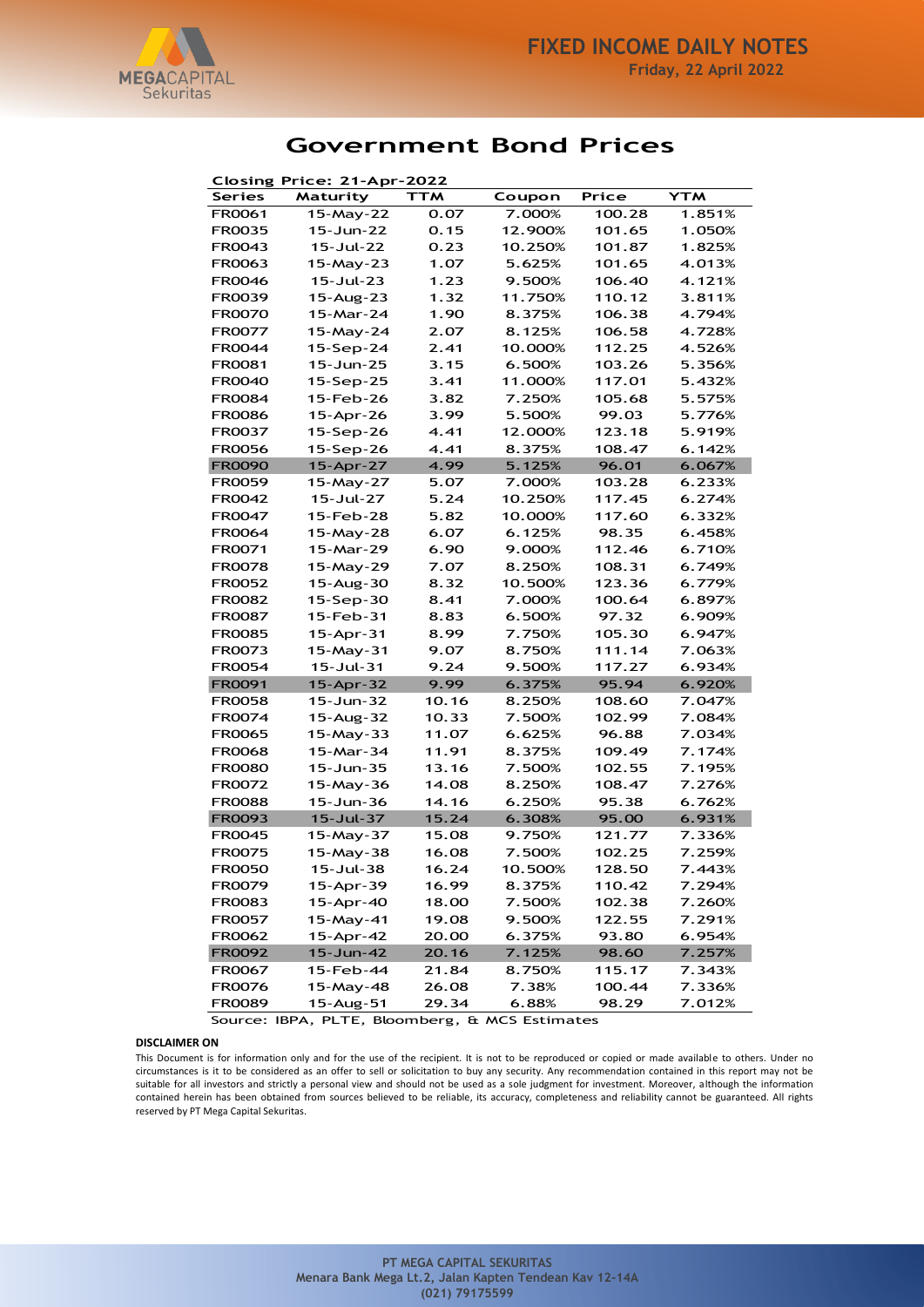# Government Bond Prices

**Closing Price: 21-Apr-2022**

| Series | Maturity | TTM | Coupon | Price | YTM |
|---|---|---|---|---|---|
| FR0061 | 15-May-22 | 0.07 | 7.000% | 100.28 | 1.851% |
| FR0035 | 15-Jun-22 | 0.15 | 12.900% | 101.65 | 1.050% |
| FR0043 | 15-Jul-22 | 0.23 | 10.250% | 101.87 | 1.825% |
| FR0063 | 15-May-23 | 1.07 | 5.625% | 101.65 | 4.013% |
| FR0046 | 15-Jul-23 | 1.23 | 9.500% | 106.40 | 4.121% |
| FR0039 | 15-Aug-23 | 1.32 | 11.750% | 110.12 | 3.811% |
| FR0070 | 15-Mar-24 | 1.90 | 8.375% | 106.38 | 4.794% |
| FR0077 | 15-May-24 | 2.07 | 8.125% | 106.58 | 4.728% |
| FR0044 | 15-Sep-24 | 2.41 | 10.000% | 112.25 | 4.526% |
| FR0081 | 15-Jun-25 | 3.15 | 6.500% | 103.26 | 5.356% |
| FR0040 | 15-Sep-25 | 3.41 | 11.000% | 117.01 | 5.432% |
| FR0084 | 15-Feb-26 | 3.82 | 7.250% | 105.68 | 5.575% |
| FR0086 | 15-Apr-26 | 3.99 | 5.500% | 99.03 | 5.776% |
| FR0037 | 15-Sep-26 | 4.41 | 12.000% | 123.18 | 5.919% |
| FR0056 | 15-Sep-26 | 4.41 | 8.375% | 108.47 | 6.142% |
| FR0090 | 15-Apr-27 | 4.99 | 5.125% | 96.01 | 6.067% |
| FR0059 | 15-May-27 | 5.07 | 7.000% | 103.28 | 6.233% |
| FR0042 | 15-Jul-27 | 5.24 | 10.250% | 117.45 | 6.274% |
| FR0047 | 15-Feb-28 | 5.82 | 10.000% | 117.60 | 6.332% |
| FR0064 | 15-May-28 | 6.07 | 6.125% | 98.35 | 6.458% |
| FR0071 | 15-Mar-29 | 6.90 | 9.000% | 112.46 | 6.710% |
| FR0078 | 15-May-29 | 7.07 | 8.250% | 108.31 | 6.749% |
| FR0052 | 15-Aug-30 | 8.32 | 10.500% | 123.36 | 6.779% |
| FR0082 | 15-Sep-30 | 8.41 | 7.000% | 100.64 | 6.897% |
| FR0087 | 15-Feb-31 | 8.83 | 6.500% | 97.32 | 6.909% |
| FR0085 | 15-Apr-31 | 8.99 | 7.750% | 105.30 | 6.947% |
| FR0073 | 15-May-31 | 9.07 | 8.750% | 111.14 | 7.063% |
| FR0054 | 15-Jul-31 | 9.24 | 9.500% | 117.27 | 6.934% |
| FR0091 | 15-Apr-32 | 9.99 | 6.375% | 95.94 | 6.920% |
| FR0058 | 15-Jun-32 | 10.16 | 8.250% | 108.60 | 7.047% |
| FR0074 | 15-Aug-32 | 10.33 | 7.500% | 102.99 | 7.084% |
| FR0065 | 15-May-33 | 11.07 | 6.625% | 96.88 | 7.034% |
| FR0068 | 15-Mar-34 | 11.91 | 8.375% | 109.49 | 7.174% |
| FR0080 | 15-Jun-35 | 13.16 | 7.500% | 102.55 | 7.195% |
| FR0072 | 15-May-36 | 14.08 | 8.250% | 108.47 | 7.276% |
| FR0088 | 15-Jun-36 | 14.16 | 6.250% | 95.38 | 6.762% |
| FR0093 | 15-Jul-37 | 15.24 | 6.308% | 95.00 | 6.931% |
| FR0045 | 15-May-37 | 15.08 | 9.750% | 121.77 | 7.336% |
| FR0075 | 15-May-38 | 16.08 | 7.500% | 102.25 | 7.259% |
| FR0050 | 15-Jul-38 | 16.24 | 10.500% | 128.50 | 7.443% |
| FR0079 | 15-Apr-39 | 16.99 | 8.375% | 110.42 | 7.294% |
| FR0083 | 15-Apr-40 | 18.00 | 7.500% | 102.38 | 7.260% |
| FR0057 | 15-May-41 | 19.08 | 9.500% | 122.55 | 7.291% |
| FR0062 | 15-Apr-42 | 20.00 | 6.375% | 93.80 | 6.954% |
| FR0092 | 15-Jun-42 | 20.16 | 7.125% | 98.60 | 7.257% |
| FR0067 | 15-Feb-44 | 21.84 | 8.750% | 115.17 | 7.343% |
| FR0076 | 15-May-48 | 26.08 | 7.38% | 100.44 | 7.336% |
| FR0089 | 15-Aug-51 | 29.34 | 6.88% | 98.29 | 7.012% |

Source: IBPA, PLTE, Bloomberg, & MCS Estimates

**DISCLAIMER ON**

This Document is for information only and for the use of the recipient. It is not to be reproduced or copied or made available to others. Under no circumstances is it to be considered as an offer to sell or solicitation to buy any security. Any recommendation contained in this report may not be suitable for all investors and strictly a personal view and should not be used as a sole judgment for investment. Moreover, although the information contained herein has been obtained from sources believed to be reliable, its accuracy, completeness and reliability cannot be guaranteed. All rights reserved by PT Mega Capital Sekuritas.